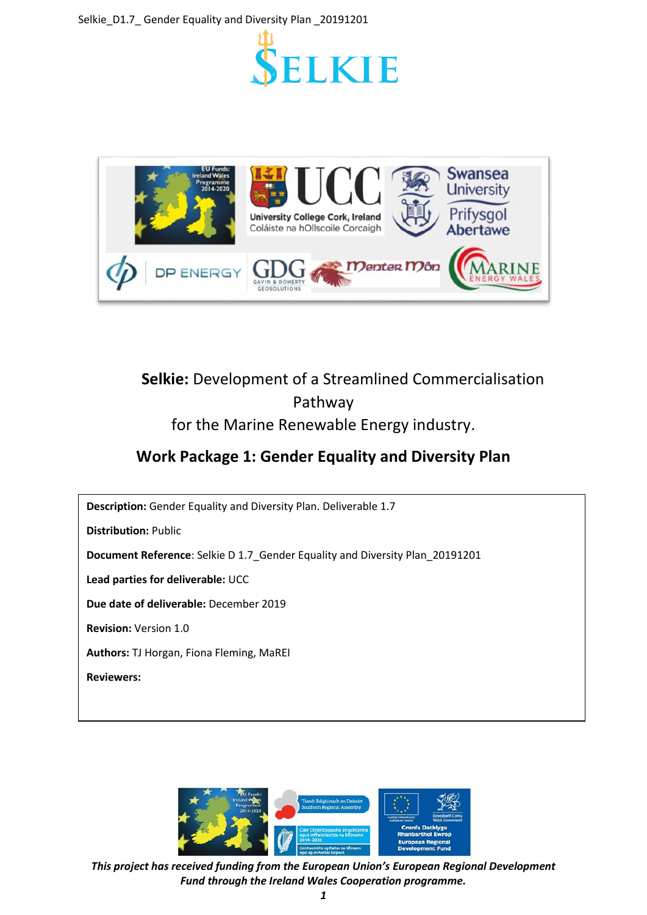**Selkie:** Development of a Streamlined Commercialisation Pathway
for the Marine Renewable Energy industry.

## Work Package 1: Gender Equality and Diversity Plan

**Description:** Gender Equality and Diversity Plan. Deliverable 1.7

**Distribution:** Public

**Document Reference**: Selkie D 1.7_Gender Equality and Diversity Plan_20191201

**Lead parties for deliverable:** UCC

**Due date of deliverable:** December 2019

**Revision:** Version 1.0

**Authors:** TJ Horgan, Fiona Fleming, MaREI

**Reviewers:**

***This project has received funding from the European Union's European Regional Development Fund through the Ireland Wales Cooperation programme.***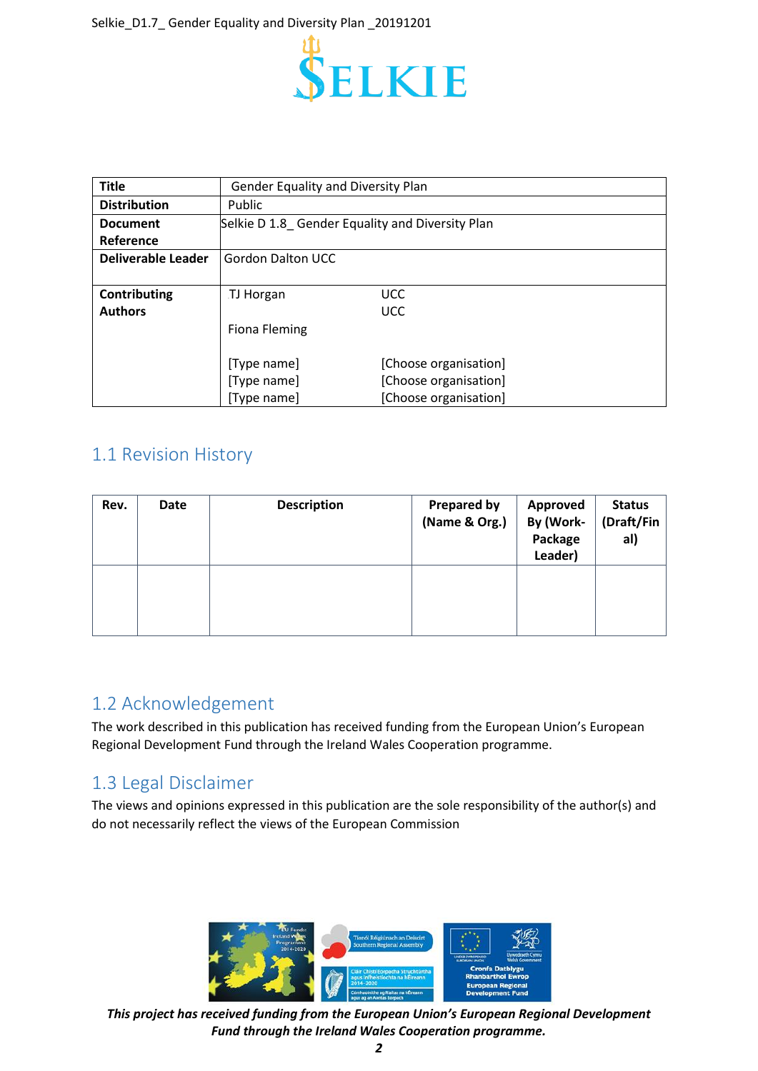| Title | Gender Equality and Diversity Plan | |
|---|---|---|
| Distribution | Public | |
| Document Reference | Selkie D 1.8_ Gender Equality and Diversity Plan | |
| Deliverable Leader | Gordon Dalton UCC | |
| Contributing Authors | TJ Horgan | UCC |
| | Fiona Fleming | UCC |
| | [Type name] | [Choose organisation] |
| | [Type name] | [Choose organisation] |
| | [Type name] | [Choose organisation] |

## 1.1 Revision History

| Rev. | Date | Description | Prepared by (Name & Org.) | Approved By (Work-Package Leader) | Status (Draft/Final) |
|---|---|---|---|---|---|
| | | | | | |

## 1.2 Acknowledgement

The work described in this publication has received funding from the European Union's European Regional Development Fund through the Ireland Wales Cooperation programme.

## 1.3 Legal Disclaimer

The views and opinions expressed in this publication are the sole responsibility of the author(s) and do not necessarily reflect the views of the European Commission

***This project has received funding from the European Union's European Regional Development Fund through the Ireland Wales Cooperation programme.***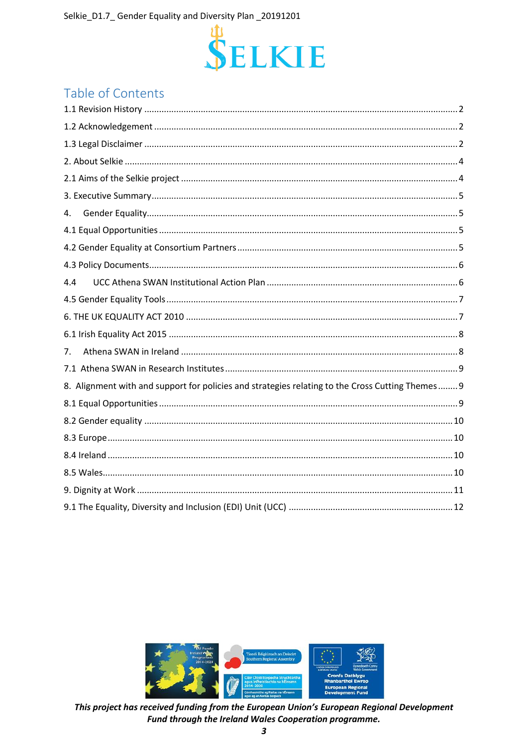# Table of Contents

1.1 Revision History ........ 2

1.2 Acknowledgement ........ 2

1.3 Legal Disclaimer ........ 2

2. About Selkie ........ 4

2.1 Aims of the Selkie project ........ 4

3. Executive Summary ........ 5

4. Gender Equality ........ 5

4.1 Equal Opportunities ........ 5

4.2 Gender Equality at Consortium Partners ........ 5

4.3 Policy Documents ........ 6

4.4 UCC Athena SWAN Institutional Action Plan ........ 6

4.5 Gender Equality Tools ........ 7

6. THE UK EQUALITY ACT 2010 ........ 7

6.1 Irish Equality Act 2015 ........ 8

7. Athena SWAN in Ireland ........ 8

7.1 Athena SWAN in Research Institutes ........ 9

8. Alignment with and support for policies and strategies relating to the Cross Cutting Themes ........ 9

8.1 Equal Opportunities ........ 9

8.2 Gender equality ........ 10

8.3 Europe ........ 10

8.4 Ireland ........ 10

8.5 Wales ........ 10

9. Dignity at Work ........ 11

9.1 The Equality, Diversity and Inclusion (EDI) Unit (UCC) ........ 12

***This project has received funding from the European Union's European Regional Development Fund through the Ireland Wales Cooperation programme.***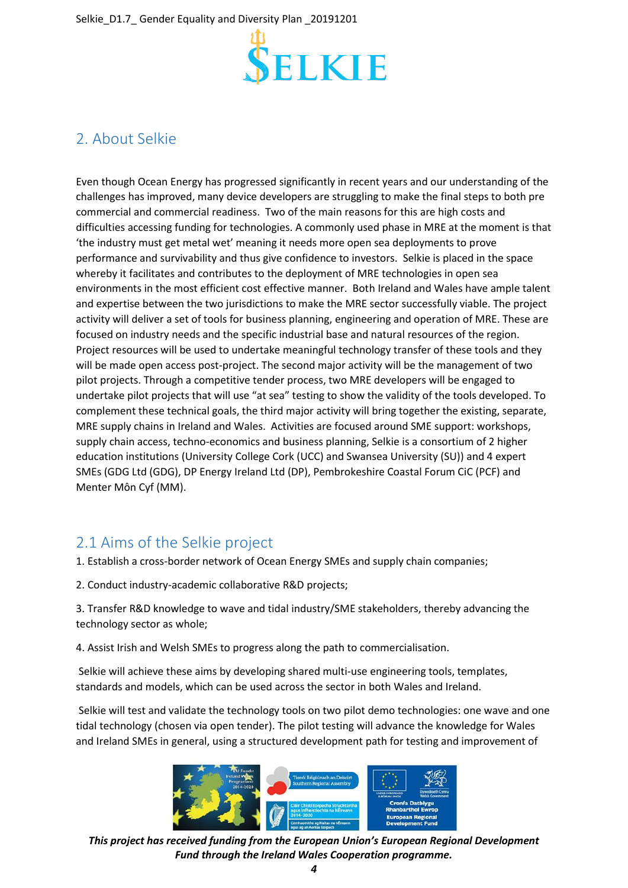## 2. About Selkie

Even though Ocean Energy has progressed significantly in recent years and our understanding of the challenges has improved, many device developers are struggling to make the final steps to both pre commercial and commercial readiness. Two of the main reasons for this are high costs and difficulties accessing funding for technologies. A commonly used phase in MRE at the moment is that 'the industry must get metal wet' meaning it needs more open sea deployments to prove performance and survivability and thus give confidence to investors. Selkie is placed in the space whereby it facilitates and contributes to the deployment of MRE technologies in open sea environments in the most efficient cost effective manner. Both Ireland and Wales have ample talent and expertise between the two jurisdictions to make the MRE sector successfully viable. The project activity will deliver a set of tools for business planning, engineering and operation of MRE. These are focused on industry needs and the specific industrial base and natural resources of the region. Project resources will be used to undertake meaningful technology transfer of these tools and they will be made open access post-project. The second major activity will be the management of two pilot projects. Through a competitive tender process, two MRE developers will be engaged to undertake pilot projects that will use "at sea" testing to show the validity of the tools developed. To complement these technical goals, the third major activity will bring together the existing, separate, MRE supply chains in Ireland and Wales. Activities are focused around SME support: workshops, supply chain access, techno-economics and business planning, Selkie is a consortium of 2 higher education institutions (University College Cork (UCC) and Swansea University (SU)) and 4 expert SMEs (GDG Ltd (GDG), DP Energy Ireland Ltd (DP), Pembrokeshire Coastal Forum CiC (PCF) and Menter Môn Cyf (MM).

### 2.1 Aims of the Selkie project

1. Establish a cross-border network of Ocean Energy SMEs and supply chain companies;

2. Conduct industry-academic collaborative R&D projects;

3. Transfer R&D knowledge to wave and tidal industry/SME stakeholders, thereby advancing the technology sector as whole;

4. Assist Irish and Welsh SMEs to progress along the path to commercialisation.

Selkie will achieve these aims by developing shared multi-use engineering tools, templates, standards and models, which can be used across the sector in both Wales and Ireland.

Selkie will test and validate the technology tools on two pilot demo technologies: one wave and one tidal technology (chosen via open tender). The pilot testing will advance the knowledge for Wales and Ireland SMEs in general, using a structured development path for testing and improvement of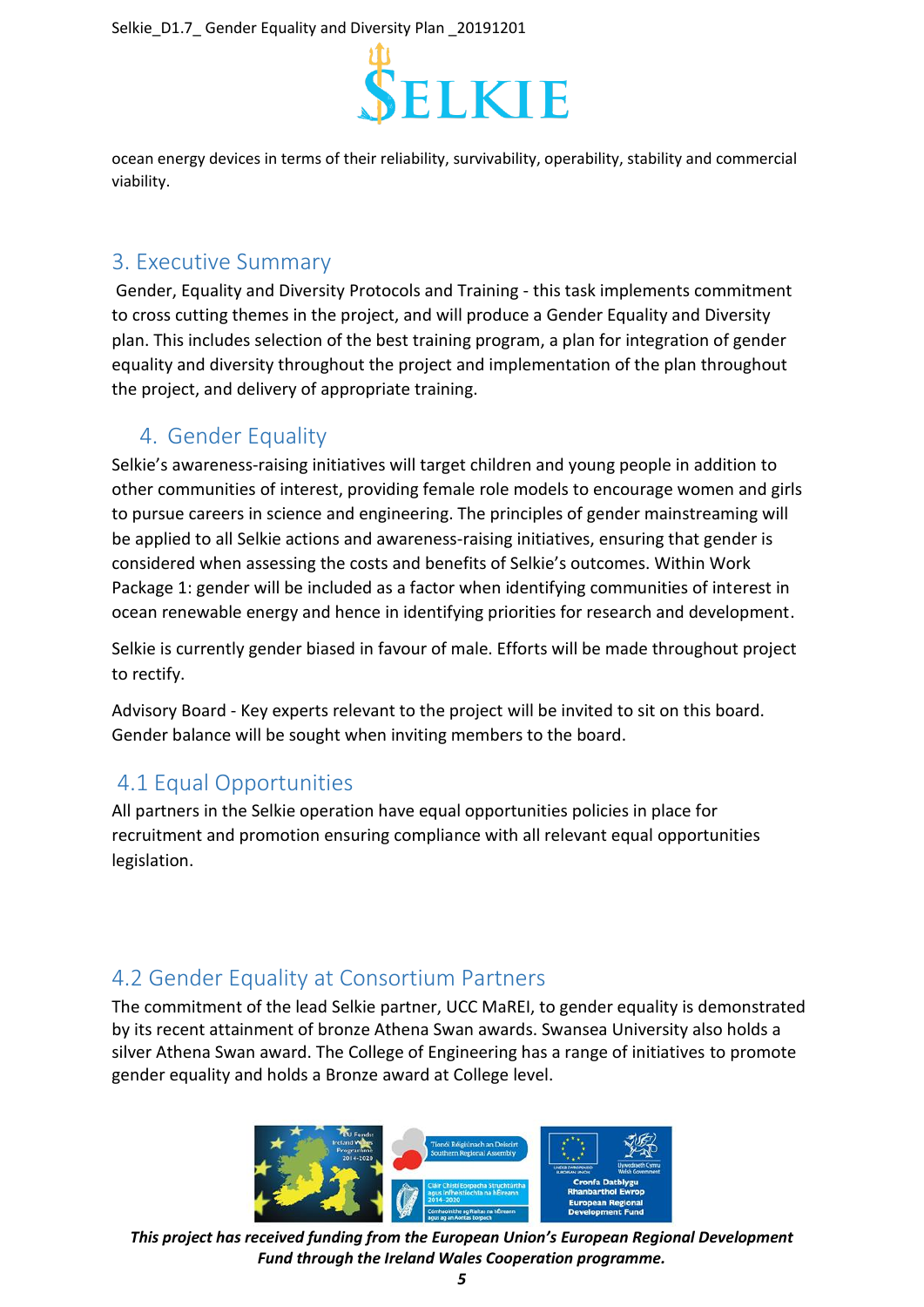ocean energy devices in terms of their reliability, survivability, operability, stability and commercial viability.

## 3. Executive Summary

Gender, Equality and Diversity Protocols and Training - this task implements commitment to cross cutting themes in the project, and will produce a Gender Equality and Diversity plan. This includes selection of the best training program, a plan for integration of gender equality and diversity throughout the project and implementation of the plan throughout the project, and delivery of appropriate training.

## 4. Gender Equality

Selkie's awareness-raising initiatives will target children and young people in addition to other communities of interest, providing female role models to encourage women and girls to pursue careers in science and engineering. The principles of gender mainstreaming will be applied to all Selkie actions and awareness-raising initiatives, ensuring that gender is considered when assessing the costs and benefits of Selkie's outcomes. Within Work Package 1: gender will be included as a factor when identifying communities of interest in ocean renewable energy and hence in identifying priorities for research and development.

Selkie is currently gender biased in favour of male. Efforts will be made throughout project to rectify.

Advisory Board - Key experts relevant to the project will be invited to sit on this board. Gender balance will be sought when inviting members to the board.

### 4.1 Equal Opportunities

All partners in the Selkie operation have equal opportunities policies in place for recruitment and promotion ensuring compliance with all relevant equal opportunities legislation.

### 4.2 Gender Equality at Consortium Partners

The commitment of the lead Selkie partner, UCC MaREI, to gender equality is demonstrated by its recent attainment of bronze Athena Swan awards. Swansea University also holds a silver Athena Swan award. The College of Engineering has a range of initiatives to promote gender equality and holds a Bronze award at College level.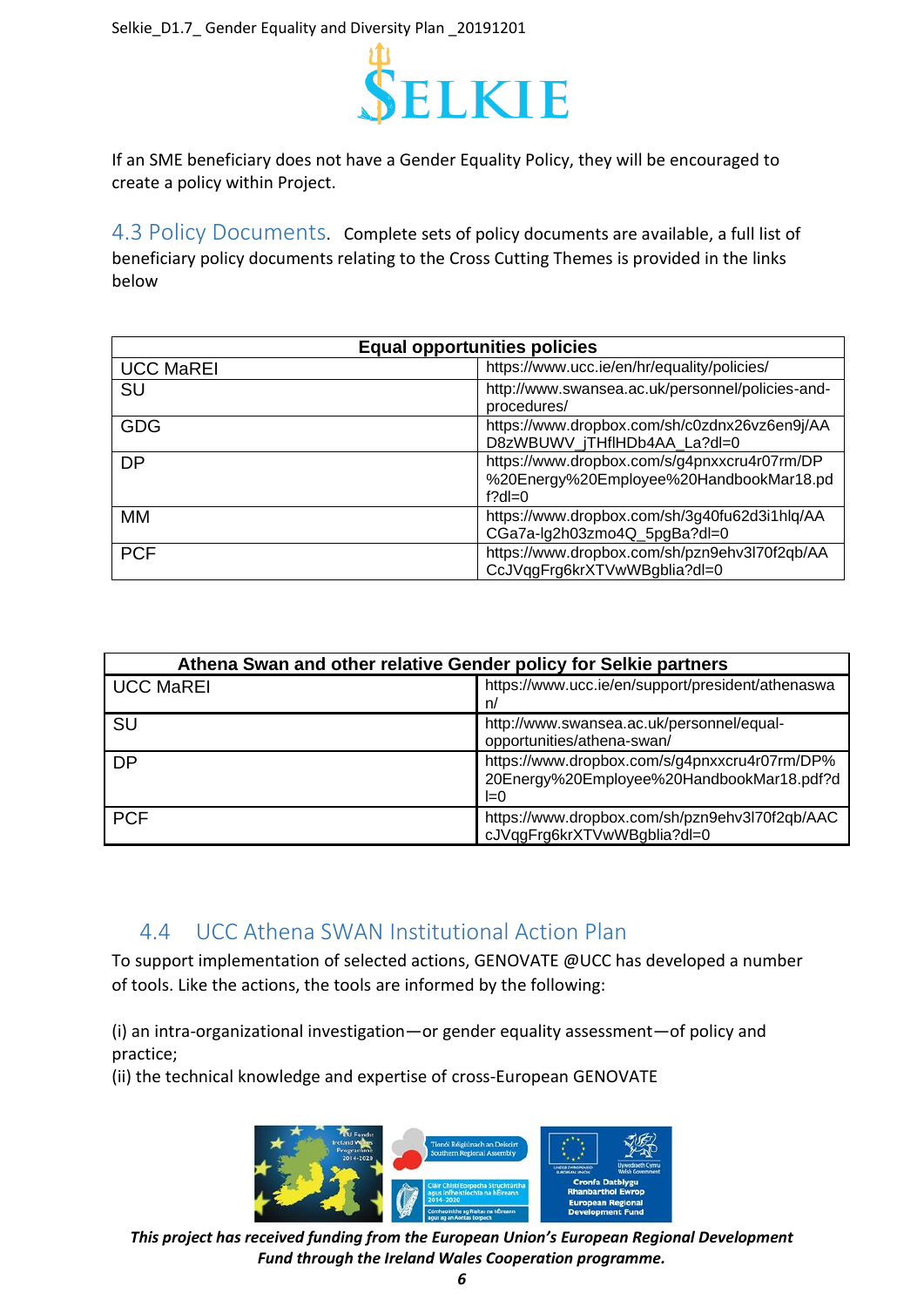If an SME beneficiary does not have a Gender Equality Policy, they will be encouraged to create a policy within Project.

## 4.3 Policy Documents.

Complete sets of policy documents are available, a full list of beneficiary policy documents relating to the Cross Cutting Themes is provided in the links below

| Equal opportunities policies | |
|---|---|
| UCC MaREI | https://www.ucc.ie/en/hr/equality/policies/ |
| SU | http://www.swansea.ac.uk/personnel/policies-and-procedures/ |
| GDG | https://www.dropbox.com/sh/c0zdnx26vz6en9j/AAD8zWBUWV_jTHflHDb4AA_La?dl=0 |
| DP | https://www.dropbox.com/s/g4pnxxcru4r07rm/DP%20Energy%20Employee%20HandbookMar18.pdf?dl=0 |
| MM | https://www.dropbox.com/sh/3g40fu62d3i1hlq/AACGa7a-lg2h03zmo4Q_5pgBa?dl=0 |
| PCF | https://www.dropbox.com/sh/pzn9ehv3l70f2qb/AACcJVqgFrg6krXTVwWBgblia?dl=0 |

| Athena Swan and other relative Gender policy for Selkie partners | |
|---|---|
| UCC MaREI | https://www.ucc.ie/en/support/president/athenaswan/ |
| SU | http://www.swansea.ac.uk/personnel/equal-opportunities/athena-swan/ |
| DP | https://www.dropbox.com/s/g4pnxxcru4r07rm/DP%20Energy%20Employee%20HandbookMar18.pdf?dl=0 |
| PCF | https://www.dropbox.com/sh/pzn9ehv3l70f2qb/AACcJVqgFrg6krXTVwWBgblia?dl=0 |

## 4.4 UCC Athena SWAN Institutional Action Plan

To support implementation of selected actions, GENOVATE @UCC has developed a number of tools. Like the actions, the tools are informed by the following:

(i) an intra-organizational investigation—or gender equality assessment—of policy and practice;
(ii) the technical knowledge and expertise of cross-European GENOVATE

***This project has received funding from the European Union's European Regional Development Fund through the Ireland Wales Cooperation programme.***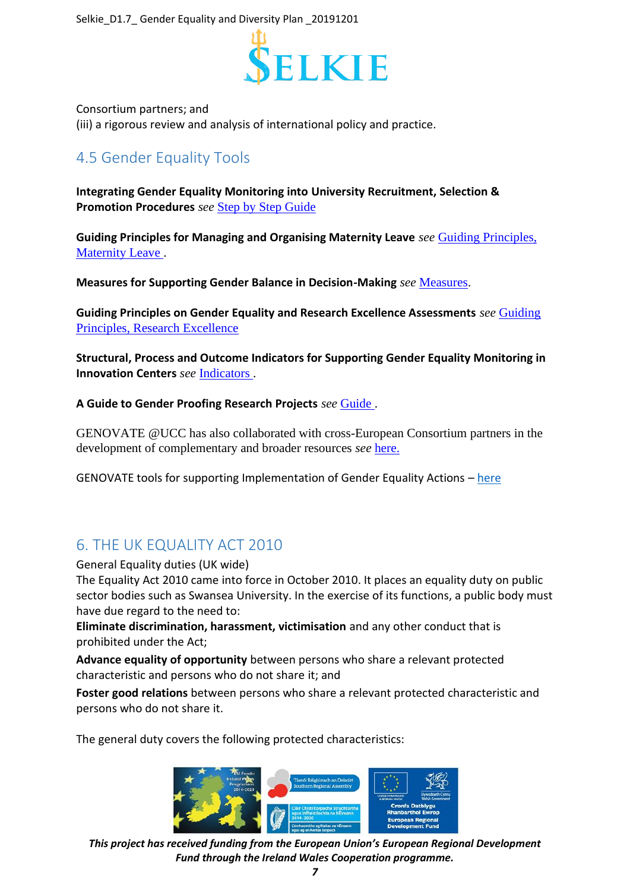Consortium partners; and
(iii) a rigorous review and analysis of international policy and practice.

## 4.5 Gender Equality Tools

**Integrating Gender Equality Monitoring into University Recruitment, Selection & Promotion Procedures** *see* Step by Step Guide

**Guiding Principles for Managing and Organising Maternity Leave** *see* Guiding Principles, Maternity Leave .

**Measures for Supporting Gender Balance in Decision-Making** *see* Measures.

**Guiding Principles on Gender Equality and Research Excellence Assessments** *see* Guiding Principles, Research Excellence

**Structural, Process and Outcome Indicators for Supporting Gender Equality Monitoring in Innovation Centers** *see* Indicators .

**A Guide to Gender Proofing Research Projects** *see* Guide .

GENOVATE @UCC has also collaborated with cross-European Consortium partners in the development of complementary and broader resources *see* here.

GENOVATE tools for supporting Implementation of Gender Equality Actions – here

## 6. THE UK EQUALITY ACT 2010

General Equality duties (UK wide)
The Equality Act 2010 came into force in October 2010. It places an equality duty on public sector bodies such as Swansea University. In the exercise of its functions, a public body must have due regard to the need to:

**Eliminate discrimination, harassment, victimisation** and any other conduct that is prohibited under the Act;

**Advance equality of opportunity** between persons who share a relevant protected characteristic and persons who do not share it; and

**Foster good relations** between persons who share a relevant protected characteristic and persons who do not share it.

The general duty covers the following protected characteristics:

***This project has received funding from the European Union's European Regional Development Fund through the Ireland Wales Cooperation programme.***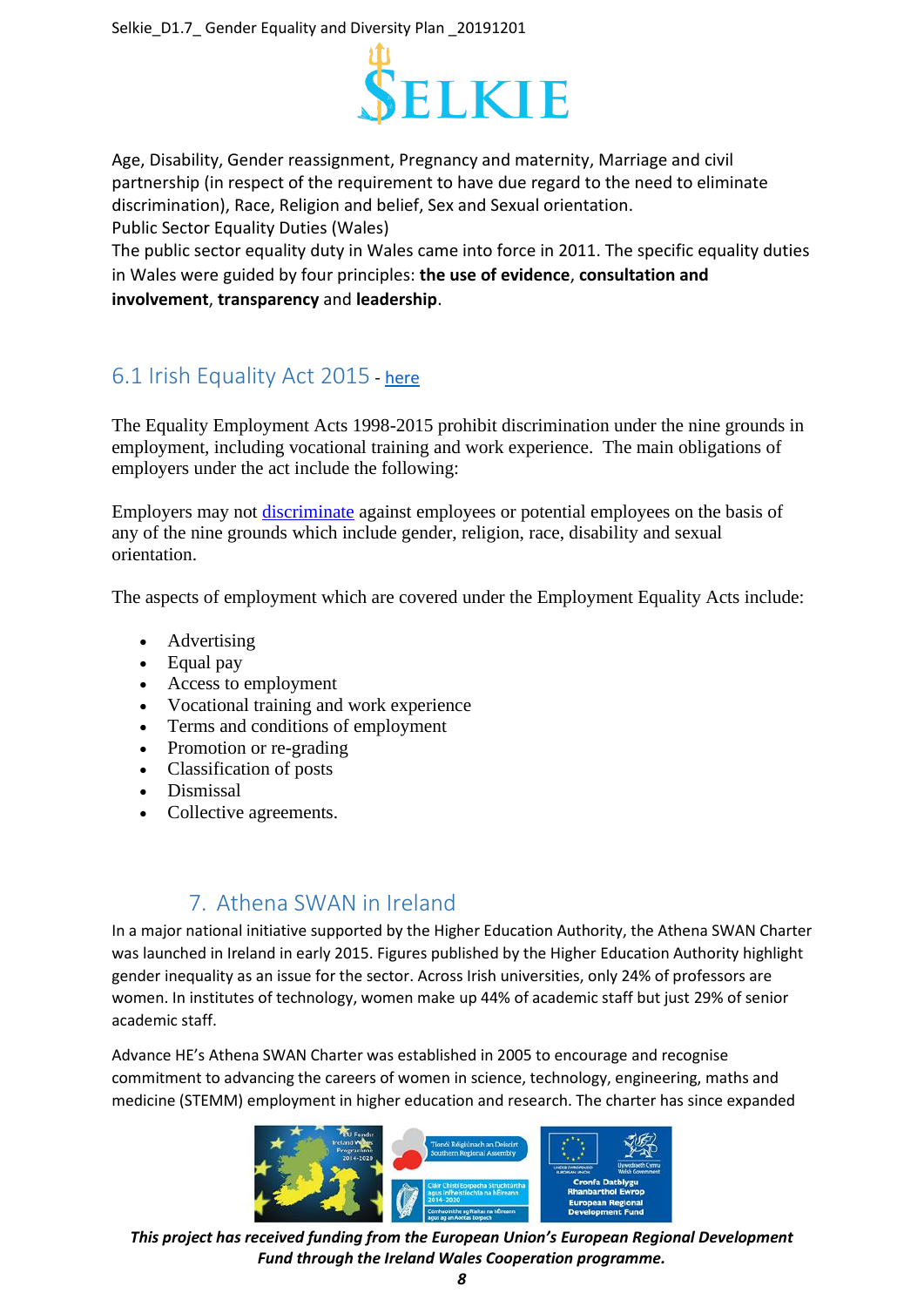Age, Disability, Gender reassignment, Pregnancy and maternity, Marriage and civil partnership (in respect of the requirement to have due regard to the need to eliminate discrimination), Race, Religion and belief, Sex and Sexual orientation.

Public Sector Equality Duties (Wales)

The public sector equality duty in Wales came into force in 2011. The specific equality duties in Wales were guided by four principles: **the use of evidence**, **consultation and involvement**, **transparency** and **leadership**.

## 6.1 Irish Equality Act 2015 - here

The Equality Employment Acts 1998-2015 prohibit discrimination under the nine grounds in employment, including vocational training and work experience. The main obligations of employers under the act include the following:

Employers may not discriminate against employees or potential employees on the basis of any of the nine grounds which include gender, religion, race, disability and sexual orientation.

The aspects of employment which are covered under the Employment Equality Acts include:

- Advertising
- Equal pay
- Access to employment
- Vocational training and work experience
- Terms and conditions of employment
- Promotion or re-grading
- Classification of posts
- Dismissal
- Collective agreements.

# 7. Athena SWAN in Ireland

In a major national initiative supported by the Higher Education Authority, the Athena SWAN Charter was launched in Ireland in early 2015. Figures published by the Higher Education Authority highlight gender inequality as an issue for the sector. Across Irish universities, only 24% of professors are women. In institutes of technology, women make up 44% of academic staff but just 29% of senior academic staff.

Advance HE's Athena SWAN Charter was established in 2005 to encourage and recognise commitment to advancing the careers of women in science, technology, engineering, maths and medicine (STEMM) employment in higher education and research. The charter has since expanded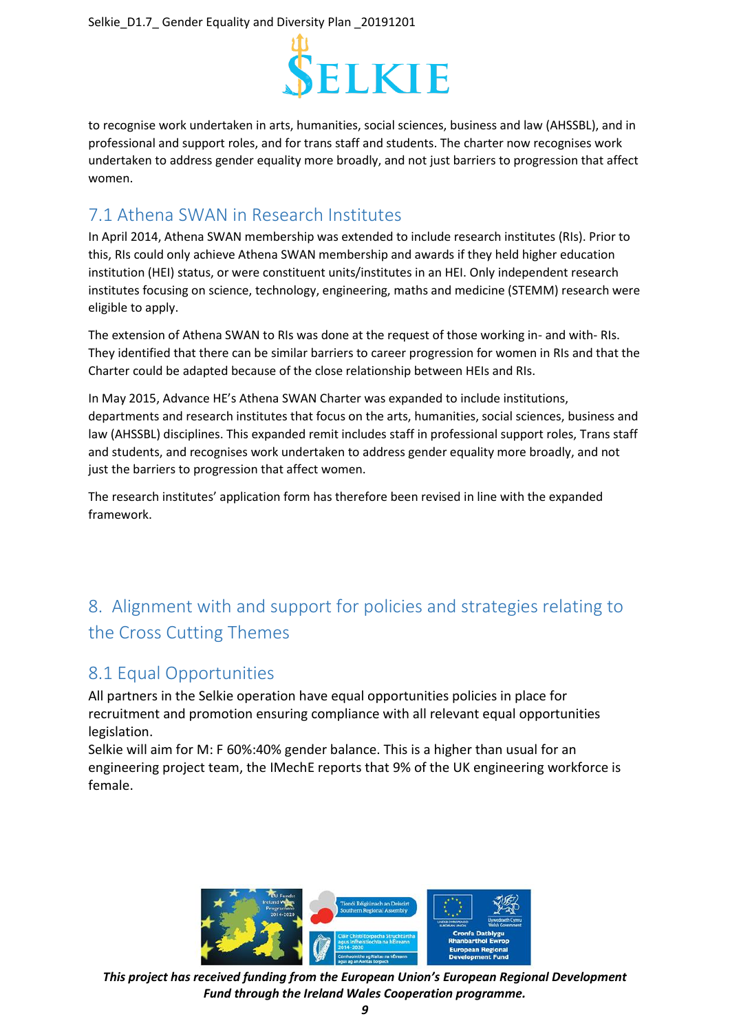to recognise work undertaken in arts, humanities, social sciences, business and law (AHSSBL), and in professional and support roles, and for trans staff and students. The charter now recognises work undertaken to address gender equality more broadly, and not just barriers to progression that affect women.

## 7.1 Athena SWAN in Research Institutes

In April 2014, Athena SWAN membership was extended to include research institutes (RIs). Prior to this, RIs could only achieve Athena SWAN membership and awards if they held higher education institution (HEI) status, or were constituent units/institutes in an HEI. Only independent research institutes focusing on science, technology, engineering, maths and medicine (STEMM) research were eligible to apply.

The extension of Athena SWAN to RIs was done at the request of those working in- and with- RIs. They identified that there can be similar barriers to career progression for women in RIs and that the Charter could be adapted because of the close relationship between HEIs and RIs.

In May 2015, Advance HE's Athena SWAN Charter was expanded to include institutions, departments and research institutes that focus on the arts, humanities, social sciences, business and law (AHSSBL) disciplines. This expanded remit includes staff in professional support roles, Trans staff and students, and recognises work undertaken to address gender equality more broadly, and not just the barriers to progression that affect women.

The research institutes' application form has therefore been revised in line with the expanded framework.

# 8. Alignment with and support for policies and strategies relating to the Cross Cutting Themes

## 8.1 Equal Opportunities

All partners in the Selkie operation have equal opportunities policies in place for recruitment and promotion ensuring compliance with all relevant equal opportunities legislation.
Selkie will aim for M: F 60%:40% gender balance. This is a higher than usual for an engineering project team, the IMechE reports that 9% of the UK engineering workforce is female.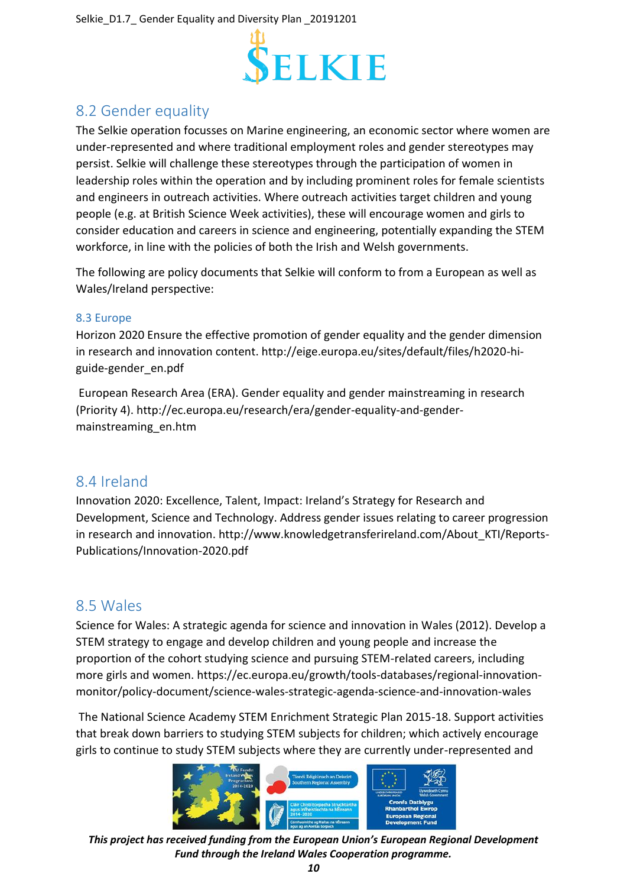## 8.2 Gender equality

The Selkie operation focusses on Marine engineering, an economic sector where women are under-represented and where traditional employment roles and gender stereotypes may persist. Selkie will challenge these stereotypes through the participation of women in leadership roles within the operation and by including prominent roles for female scientists and engineers in outreach activities. Where outreach activities target children and young people (e.g. at British Science Week activities), these will encourage women and girls to consider education and careers in science and engineering, potentially expanding the STEM workforce, in line with the policies of both the Irish and Welsh governments.

The following are policy documents that Selkie will conform to from a European as well as Wales/Ireland perspective:

### 8.3 Europe

Horizon 2020 Ensure the effective promotion of gender equality and the gender dimension in research and innovation content. http://eige.europa.eu/sites/default/files/h2020-hi-guide-gender_en.pdf

European Research Area (ERA). Gender equality and gender mainstreaming in research (Priority 4). http://ec.europa.eu/research/era/gender-equality-and-gender-mainstreaming_en.htm

## 8.4 Ireland

Innovation 2020: Excellence, Talent, Impact: Ireland's Strategy for Research and Development, Science and Technology. Address gender issues relating to career progression in research and innovation. http://www.knowledgetransferireland.com/About_KTI/Reports-Publications/Innovation-2020.pdf

## 8.5 Wales

Science for Wales: A strategic agenda for science and innovation in Wales (2012). Develop a STEM strategy to engage and develop children and young people and increase the proportion of the cohort studying science and pursuing STEM-related careers, including more girls and women. https://ec.europa.eu/growth/tools-databases/regional-innovation-monitor/policy-document/science-wales-strategic-agenda-science-and-innovation-wales

The National Science Academy STEM Enrichment Strategic Plan 2015-18. Support activities that break down barriers to studying STEM subjects for children; which actively encourage girls to continue to study STEM subjects where they are currently under-represented and

***This project has received funding from the European Union's European Regional Development Fund through the Ireland Wales Cooperation programme.***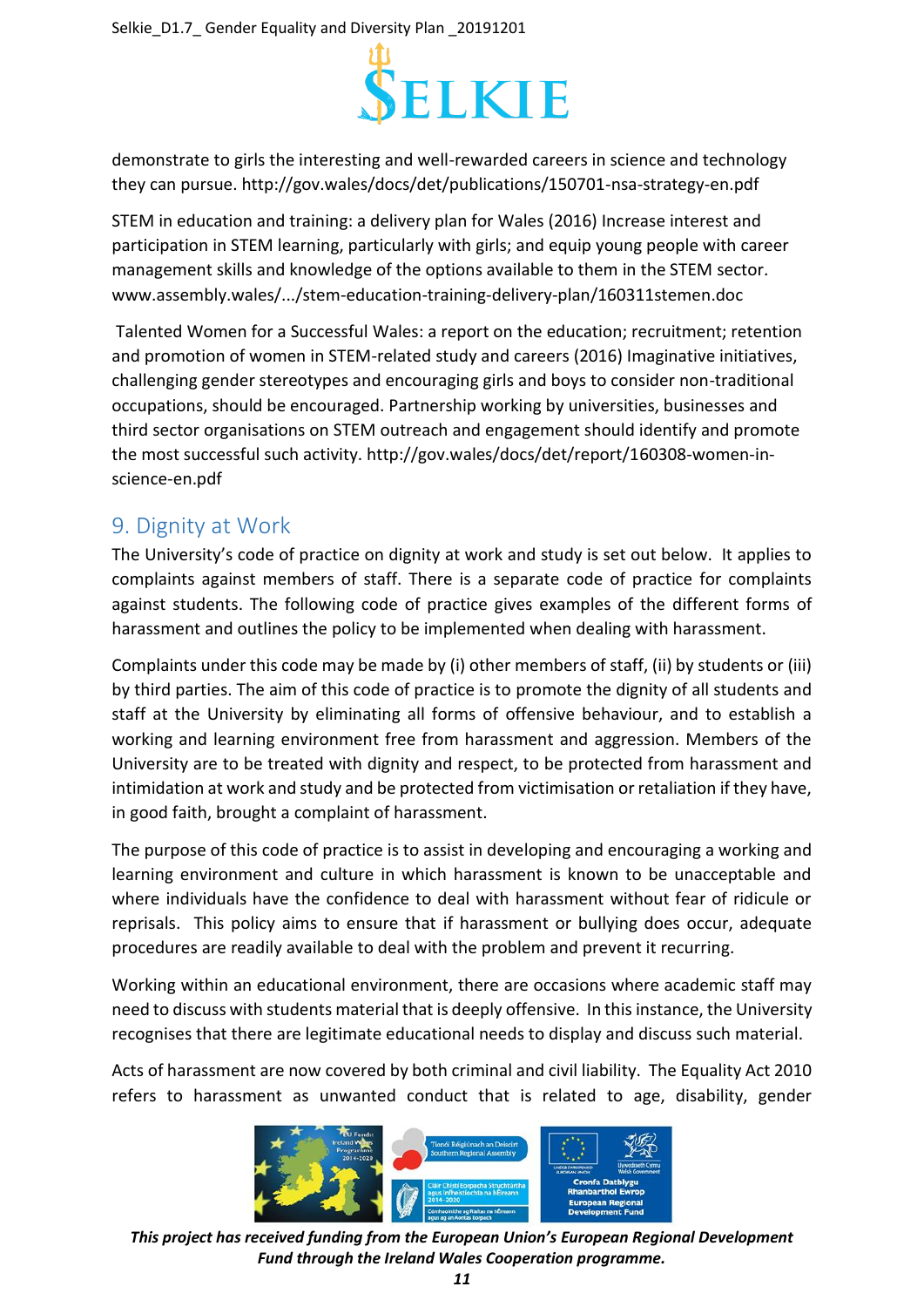demonstrate to girls the interesting and well-rewarded careers in science and technology they can pursue. http://gov.wales/docs/det/publications/150701-nsa-strategy-en.pdf

STEM in education and training: a delivery plan for Wales (2016) Increase interest and participation in STEM learning, particularly with girls; and equip young people with career management skills and knowledge of the options available to them in the STEM sector. www.assembly.wales/.../stem-education-training-delivery-plan/160311stemen.doc

Talented Women for a Successful Wales: a report on the education; recruitment; retention and promotion of women in STEM-related study and careers (2016) Imaginative initiatives, challenging gender stereotypes and encouraging girls and boys to consider non-traditional occupations, should be encouraged. Partnership working by universities, businesses and third sector organisations on STEM outreach and engagement should identify and promote the most successful such activity. http://gov.wales/docs/det/report/160308-women-in-science-en.pdf

## 9. Dignity at Work

The University's code of practice on dignity at work and study is set out below. It applies to complaints against members of staff. There is a separate code of practice for complaints against students. The following code of practice gives examples of the different forms of harassment and outlines the policy to be implemented when dealing with harassment.

Complaints under this code may be made by (i) other members of staff, (ii) by students or (iii) by third parties. The aim of this code of practice is to promote the dignity of all students and staff at the University by eliminating all forms of offensive behaviour, and to establish a working and learning environment free from harassment and aggression. Members of the University are to be treated with dignity and respect, to be protected from harassment and intimidation at work and study and be protected from victimisation or retaliation if they have, in good faith, brought a complaint of harassment.

The purpose of this code of practice is to assist in developing and encouraging a working and learning environment and culture in which harassment is known to be unacceptable and where individuals have the confidence to deal with harassment without fear of ridicule or reprisals. This policy aims to ensure that if harassment or bullying does occur, adequate procedures are readily available to deal with the problem and prevent it recurring.

Working within an educational environment, there are occasions where academic staff may need to discuss with students material that is deeply offensive. In this instance, the University recognises that there are legitimate educational needs to display and discuss such material.

Acts of harassment are now covered by both criminal and civil liability. The Equality Act 2010 refers to harassment as unwanted conduct that is related to age, disability, gender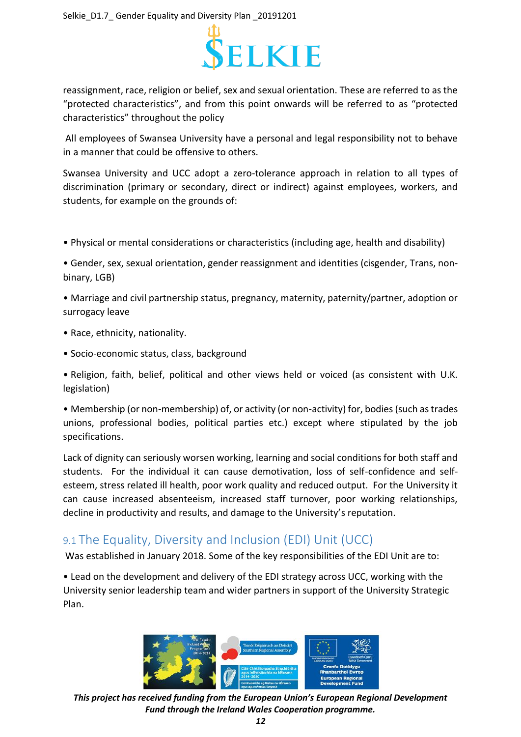reassignment, race, religion or belief, sex and sexual orientation. These are referred to as the "protected characteristics", and from this point onwards will be referred to as "protected characteristics" throughout the policy

All employees of Swansea University have a personal and legal responsibility not to behave in a manner that could be offensive to others.

Swansea University and UCC adopt a zero-tolerance approach in relation to all types of discrimination (primary or secondary, direct or indirect) against employees, workers, and students, for example on the grounds of:

- Physical or mental considerations or characteristics (including age, health and disability)
- Gender, sex, sexual orientation, gender reassignment and identities (cisgender, Trans, non-binary, LGB)
- Marriage and civil partnership status, pregnancy, maternity, paternity/partner, adoption or surrogacy leave
- Race, ethnicity, nationality.
- Socio-economic status, class, background
- Religion, faith, belief, political and other views held or voiced (as consistent with U.K. legislation)
- Membership (or non-membership) of, or activity (or non-activity) for, bodies (such as trades unions, professional bodies, political parties etc.) except where stipulated by the job specifications.

Lack of dignity can seriously worsen working, learning and social conditions for both staff and students. For the individual it can cause demotivation, loss of self-confidence and self-esteem, stress related ill health, poor work quality and reduced output. For the University it can cause increased absenteeism, increased staff turnover, poor working relationships, decline in productivity and results, and damage to the University's reputation.

## 9.1 The Equality, Diversity and Inclusion (EDI) Unit (UCC)

Was established in January 2018. Some of the key responsibilities of the EDI Unit are to:

- Lead on the development and delivery of the EDI strategy across UCC, working with the University senior leadership team and wider partners in support of the University Strategic Plan.

*This project has received funding from the European Union's European Regional Development Fund through the Ireland Wales Cooperation programme.*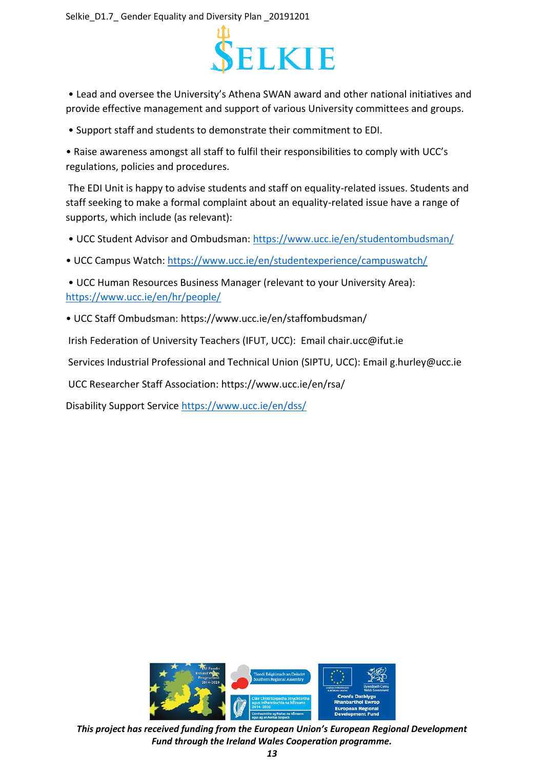- Lead and oversee the University's Athena SWAN award and other national initiatives and provide effective management and support of various University committees and groups.
- Support staff and students to demonstrate their commitment to EDI.
- Raise awareness amongst all staff to fulfil their responsibilities to comply with UCC's regulations, policies and procedures.

The EDI Unit is happy to advise students and staff on equality-related issues. Students and staff seeking to make a formal complaint about an equality-related issue have a range of supports, which include (as relevant):

- UCC Student Advisor and Ombudsman: https://www.ucc.ie/en/studentombudsman/
- UCC Campus Watch: https://www.ucc.ie/en/studentexperience/campuswatch/
- UCC Human Resources Business Manager (relevant to your University Area): https://www.ucc.ie/en/hr/people/
- UCC Staff Ombudsman: https://www.ucc.ie/en/staffombudsman/

Irish Federation of University Teachers (IFUT, UCC): Email chair.ucc@ifut.ie

Services Industrial Professional and Technical Union (SIPTU, UCC): Email g.hurley@ucc.ie

UCC Researcher Staff Association: https://www.ucc.ie/en/rsa/

Disability Support Service https://www.ucc.ie/en/dss/

***This project has received funding from the European Union's European Regional Development Fund through the Ireland Wales Cooperation programme.***